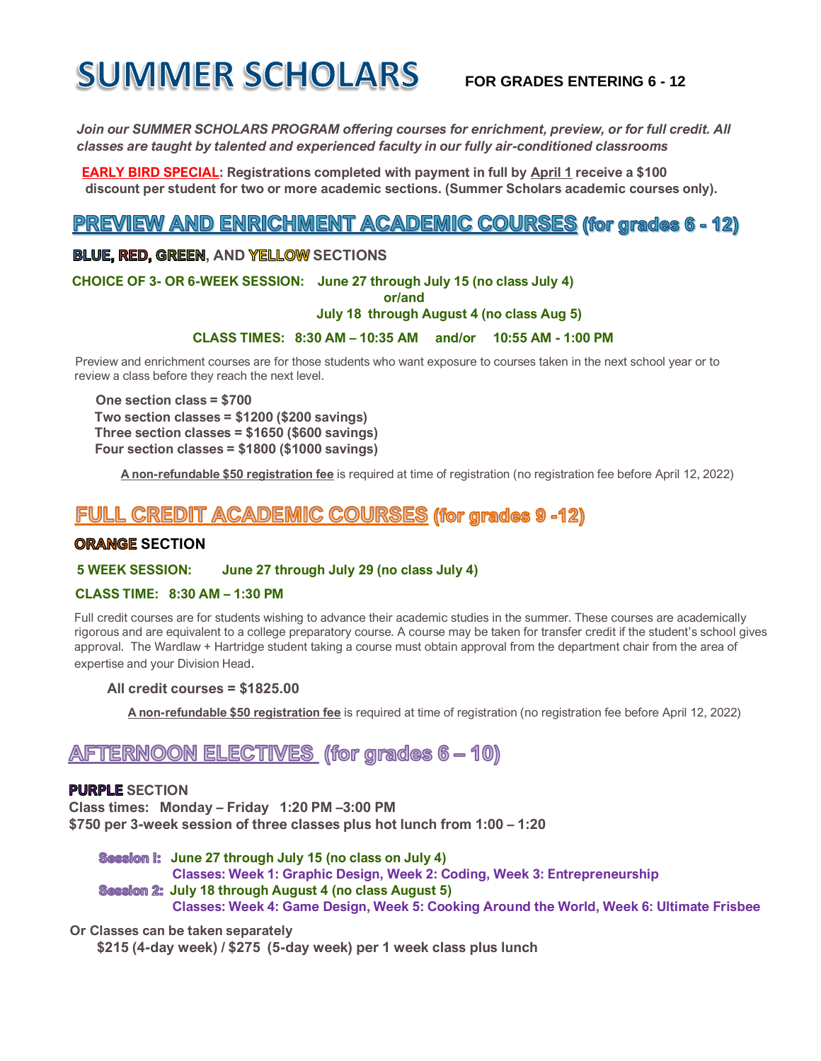# SUMMER SCHOLARS

**FOR GRADES ENTERING 6 - 12**

*Join our SUMMER SCHOLARS PROGRAM offering courses for enrichment, preview, or for full credit. All classes are taught by talented and experienced faculty in our fully air-conditioned classrooms*

**EARLY BIRD SPECIAL: Registrations completed with payment in full by April 1 receive a $100 discount per student for two or more academic sections. (Summer Scholars academic courses only).**

## PREVIEW AND ENRICHMENT ACADEMIC COURSES (for grades 6 - 12)

### BLUE, RED, GREEN, AND YELLOW SECTIONS

**CHOICE OF 3- OR 6-WEEK SESSION: June 27 through July 15 (no class July 4)**
**or/and**
**July 18 through August 4 (no class Aug 5)**

**CLASS TIMES: 8:30 AM – 10:35 AM and/or 10:55 AM - 1:00 PM**

Preview and enrichment courses are for those students who want exposure to courses taken in the next school year or to review a class before they reach the next level.

**One section class = $700**
**Two section classes = $1200 ($200 savings)**
**Three section classes = $1650 ($600 savings)**
**Four section classes = $1800 ($1000 savings)**

**A non-refundable $50 registration fee** is required at time of registration (no registration fee before April 12, 2022)

## FULL CREDIT ACADEMIC COURSES (for grades 9 -12)

### ORANGE SECTION

**5 WEEK SESSION: June 27 through July 29 (no class July 4)**

**CLASS TIME: 8:30 AM – 1:30 PM**

Full credit courses are for students wishing to advance their academic studies in the summer. These courses are academically rigorous and are equivalent to a college preparatory course. A course may be taken for transfer credit if the student's school gives approval. The Wardlaw + Hartridge student taking a course must obtain approval from the department chair from the area of expertise and your Division Head.

**All credit courses = $1825.00**

**A non-refundable $50 registration fee** is required at time of registration (no registration fee before April 12, 2022)

## AFTERNOON ELECTIVES (for grades 6 – 10)

### PURPLE SECTION

**Class times: Monday – Friday 1:20 PM –3:00 PM**
**$750 per 3-week session of three classes plus hot lunch from 1:00 – 1:20**

**Session I: June 27 through July 15 (no class on July 4)**
**Classes: Week 1: Graphic Design, Week 2: Coding, Week 3: Entrepreneurship**

**Session 2: July 18 through August 4 (no class August 5)**
**Classes: Week 4: Game Design, Week 5: Cooking Around the World, Week 6: Ultimate Frisbee**

**Or Classes can be taken separately**
**$215 (4-day week) / $275 (5-day week) per 1 week class plus lunch**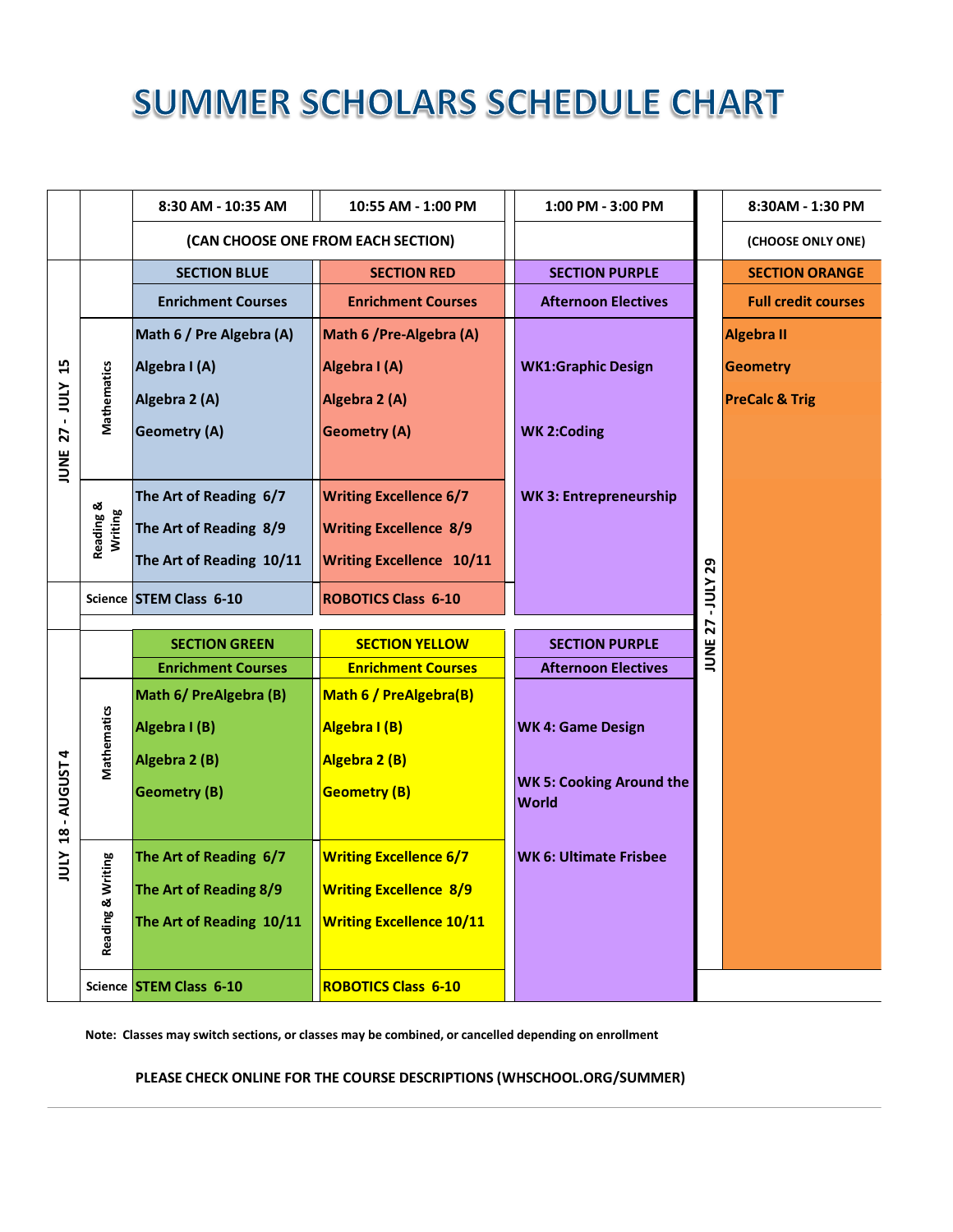# SUMMER SCHOLARS SCHEDULE CHART

| | | 8:30 AM - 10:35 AM | 10:55 AM - 1:00 PM | 1:00 PM - 3:00 PM | | 8:30AM - 1:30 PM |
|---|---|---|---|---|---|---|
| | | (CAN CHOOSE ONE FROM EACH SECTION) | | | | (CHOOSE ONLY ONE) |
| JUNE 27 - JULY 15 | | SECTION BLUE | SECTION RED | SECTION PURPLE | JUNE 27 - JULY 29 | SECTION ORANGE |
| | | Enrichment Courses | Enrichment Courses | Afternoon Electives | | Full credit courses |
| | Mathematics | Math 6 / Pre Algebra (A) | Math 6 /Pre-Algebra (A) | WK1:Graphic Design | | Algebra II |
| | | Algebra I (A) | Algebra I (A) | | | Geometry |
| | | Algebra 2 (A) | Algebra 2 (A) | WK 2:Coding | | PreCalc & Trig |
| | | Geometry (A) | Geometry (A) | | | |
| | Reading & Writing | The Art of Reading 6/7 | Writing Excellence 6/7 | WK 3: Entrepreneurship | | |
| | | The Art of Reading 8/9 | Writing Excellence 8/9 | | | |
| | | The Art of Reading 10/11 | Writing Excellence 10/11 | | | |
| | Science | STEM Class 6-10 | ROBOTICS Class 6-10 | | | |
| JULY 18 - AUGUST 4 | | SECTION GREEN | SECTION YELLOW | SECTION PURPLE | | |
| | | Enrichment Courses | Enrichment Courses | Afternoon Electives | | |
| | Mathematics | Math 6/ PreAlgebra (B) | Math 6 / PreAlgebra(B) | WK 4: Game Design | | |
| | | Algebra I (B) | Algebra I (B) | | | |
| | | Algebra 2 (B) | Algebra 2 (B) | WK 5: Cooking Around the World | | |
| | | Geometry (B) | Geometry (B) | | | |
| | Reading & Writing | The Art of Reading 6/7 | Writing Excellence 6/7 | WK 6: Ultimate Frisbee | | |
| | | The Art of Reading 8/9 | Writing Excellence 8/9 | | | |
| | | The Art of Reading 10/11 | Writing Excellence 10/11 | | | |
| | Science | STEM Class 6-10 | ROBOTICS Class 6-10 | | | |

**Note: Classes may switch sections, or classes may be combined, or cancelled depending on enrollment**

**PLEASE CHECK ONLINE FOR THE COURSE DESCRIPTIONS (WHSCHOOL.ORG/SUMMER)**